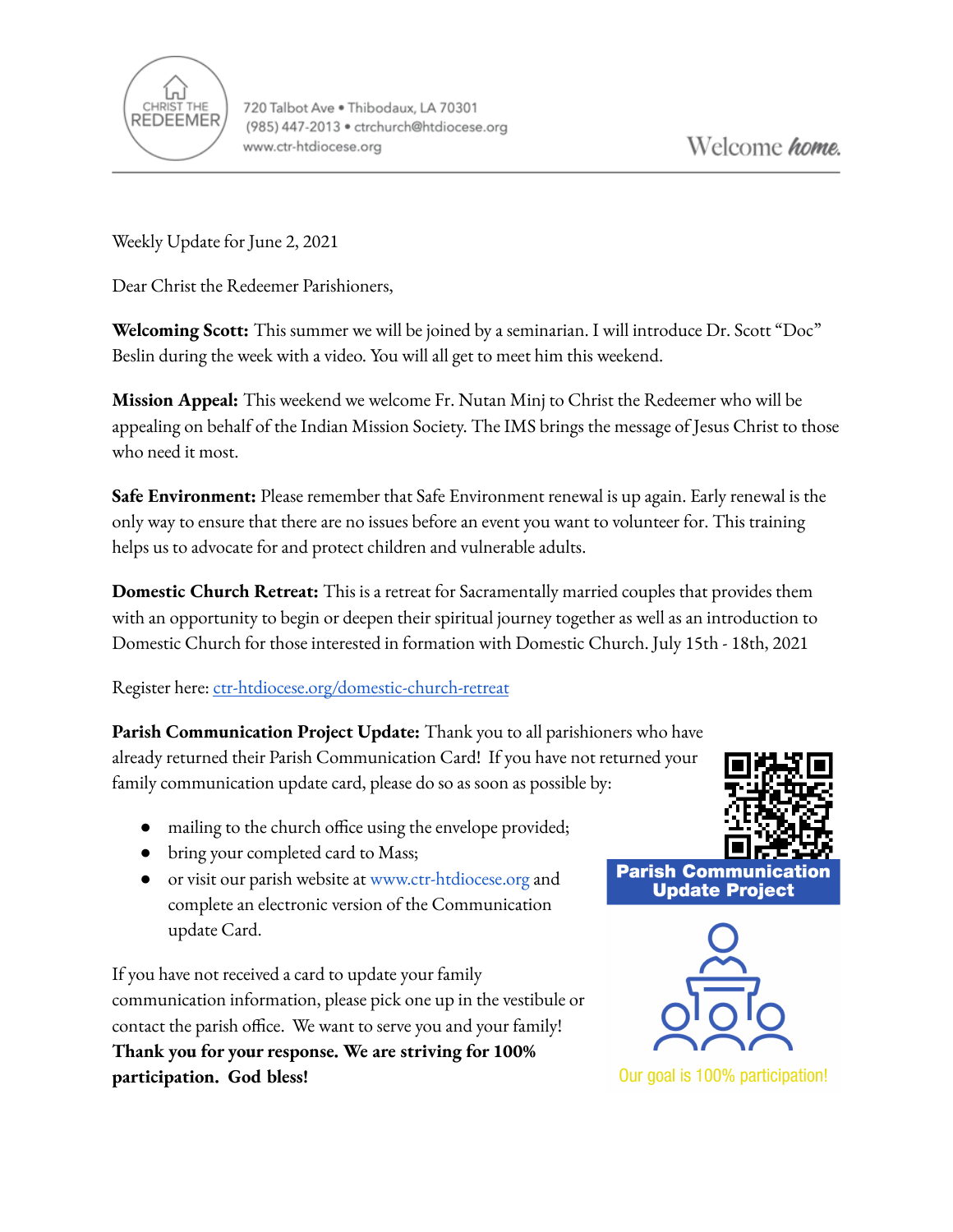CHRIST THE REDEEMER

720 Talbot Ave • Thibodaux, LA 70301
(985) 447-2013 • ctrchurch@htdiocese.org
www.ctr-htdiocese.org

Welcome *home.*

Weekly Update for June 2, 2021

Dear Christ the Redeemer Parishioners,

**Welcoming Scott:** This summer we will be joined by a seminarian. I will introduce Dr. Scott "Doc" Beslin during the week with a video. You will all get to meet him this weekend.

**Mission Appeal:** This weekend we welcome Fr. Nutan Minj to Christ the Redeemer who will be appealing on behalf of the Indian Mission Society. The IMS brings the message of Jesus Christ to those who need it most.

**Safe Environment:** Please remember that Safe Environment renewal is up again. Early renewal is the only way to ensure that there are no issues before an event you want to volunteer for. This training helps us to advocate for and protect children and vulnerable adults.

**Domestic Church Retreat:** This is a retreat for Sacramentally married couples that provides them with an opportunity to begin or deepen their spiritual journey together as well as an introduction to Domestic Church for those interested in formation with Domestic Church. July 15th - 18th, 2021

Register here: [ctr-htdiocese.org/domestic-church-retreat](ctr-htdiocese.org/domestic-church-retreat)

**Parish Communication Project Update:** Thank you to all parishioners who have already returned their Parish Communication Card! If you have not returned your family communication update card, please do so as soon as possible by:

- mailing to the church office using the envelope provided;
- bring your completed card to Mass;
- or visit our parish website at www.ctr-htdiocese.org and complete an electronic version of the Communication update Card.

If you have not received a card to update your family communication information, please pick one up in the vestibule or contact the parish office. We want to serve you and your family! **Thank you for your response. We are striving for 100% participation. God bless!**

**Parish Communication Update Project**

Our goal is 100% participation!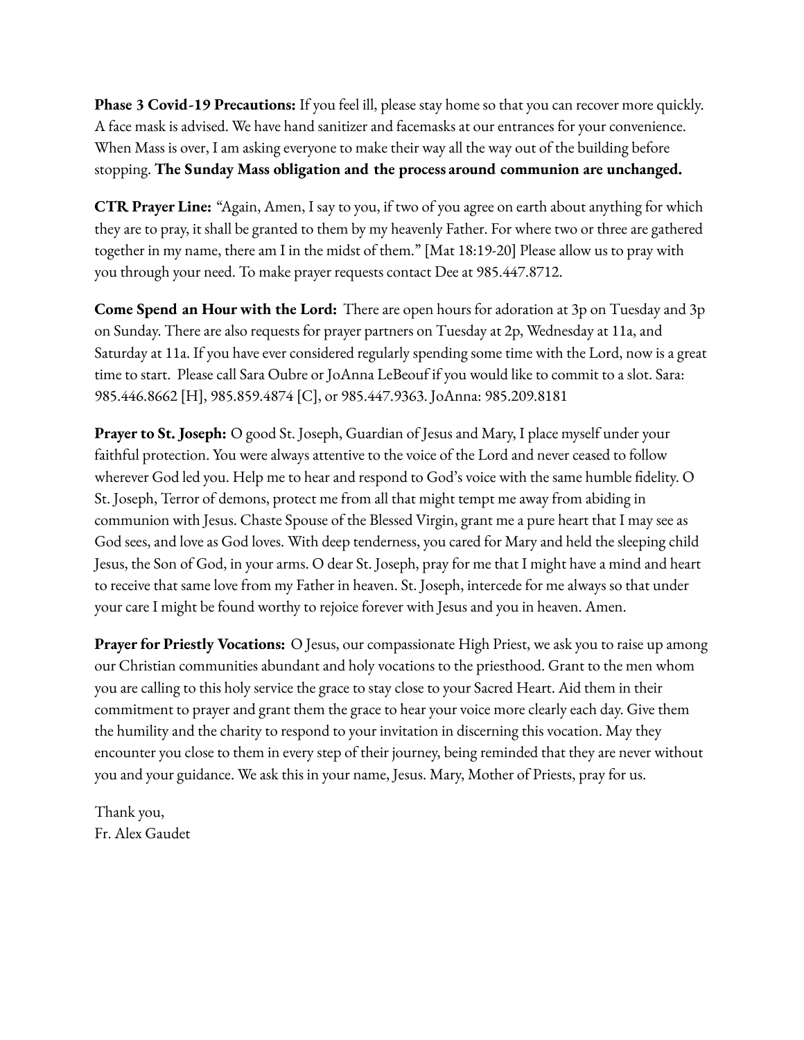**Phase 3 Covid-19 Precautions:** If you feel ill, please stay home so that you can recover more quickly. A face mask is advised. We have hand sanitizer and facemasks at our entrances for your convenience. When Mass is over, I am asking everyone to make their way all the way out of the building before stopping. **The Sunday Mass obligation and the process around communion are unchanged.**

**CTR Prayer Line:** "Again, Amen, I say to you, if two of you agree on earth about anything for which they are to pray, it shall be granted to them by my heavenly Father. For where two or three are gathered together in my name, there am I in the midst of them." [Mat 18:19-20] Please allow us to pray with you through your need. To make prayer requests contact Dee at 985.447.8712.

**Come Spend an Hour with the Lord:** There are open hours for adoration at 3p on Tuesday and 3p on Sunday. There are also requests for prayer partners on Tuesday at 2p, Wednesday at 11a, and Saturday at 11a. If you have ever considered regularly spending some time with the Lord, now is a great time to start. Please call Sara Oubre or JoAnna LeBeouf if you would like to commit to a slot. Sara: 985.446.8662 [H], 985.859.4874 [C], or 985.447.9363. JoAnna: 985.209.8181

**Prayer to St. Joseph:** O good St. Joseph, Guardian of Jesus and Mary, I place myself under your faithful protection. You were always attentive to the voice of the Lord and never ceased to follow wherever God led you. Help me to hear and respond to God's voice with the same humble fidelity. O St. Joseph, Terror of demons, protect me from all that might tempt me away from abiding in communion with Jesus. Chaste Spouse of the Blessed Virgin, grant me a pure heart that I may see as God sees, and love as God loves. With deep tenderness, you cared for Mary and held the sleeping child Jesus, the Son of God, in your arms. O dear St. Joseph, pray for me that I might have a mind and heart to receive that same love from my Father in heaven. St. Joseph, intercede for me always so that under your care I might be found worthy to rejoice forever with Jesus and you in heaven. Amen.

**Prayer for Priestly Vocations:** O Jesus, our compassionate High Priest, we ask you to raise up among our Christian communities abundant and holy vocations to the priesthood. Grant to the men whom you are calling to this holy service the grace to stay close to your Sacred Heart. Aid them in their commitment to prayer and grant them the grace to hear your voice more clearly each day. Give them the humility and the charity to respond to your invitation in discerning this vocation. May they encounter you close to them in every step of their journey, being reminded that they are never without you and your guidance. We ask this in your name, Jesus. Mary, Mother of Priests, pray for us.

Thank you,
Fr. Alex Gaudet